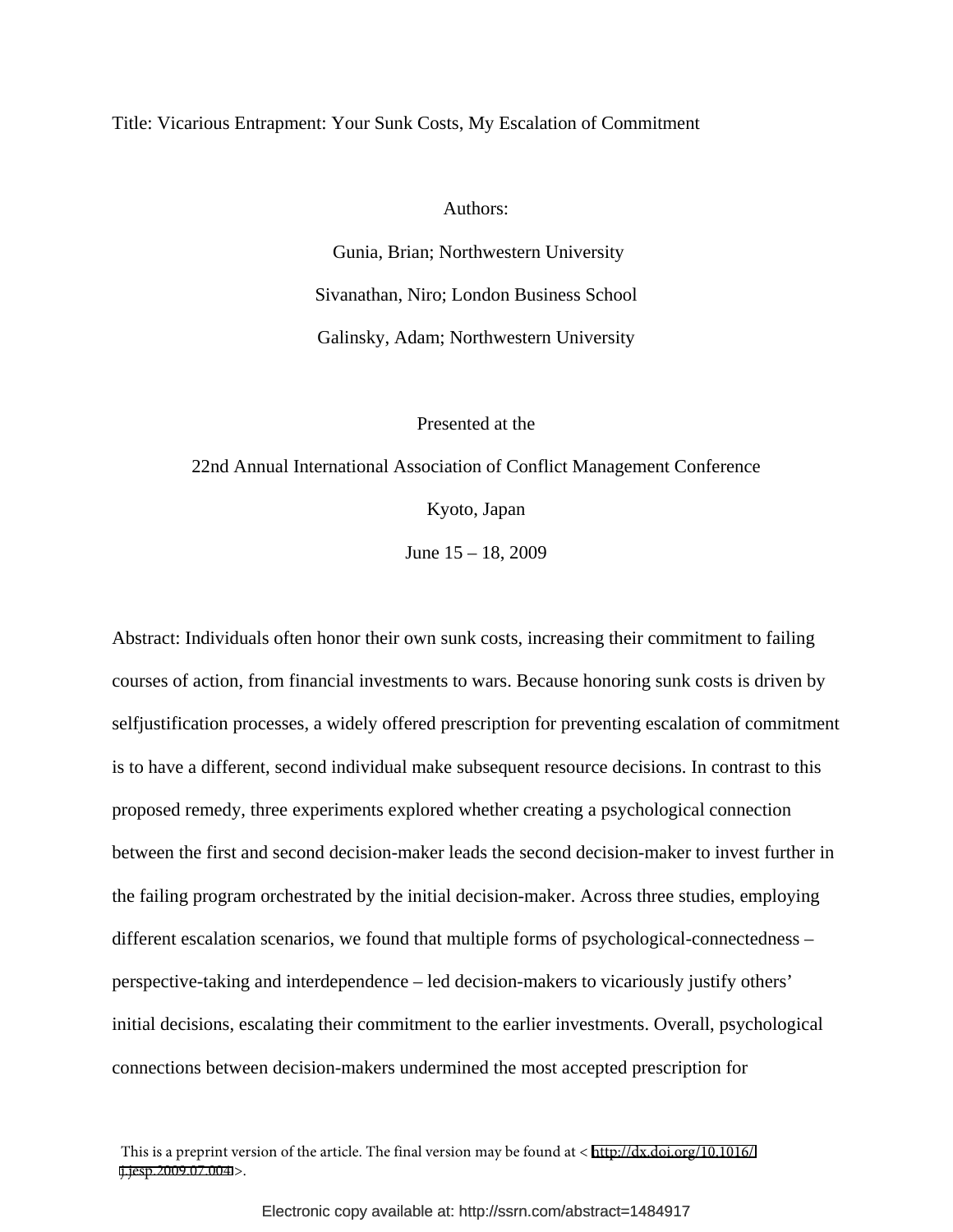Title: Vicarious Entrapment: Your Sunk Costs, My Escalation of Commitment

Authors:

Gunia, Brian; Northwestern University

Sivanathan, Niro; London Business School

Galinsky, Adam; Northwestern University

Presented at the

22nd Annual International Association of Conflict Management Conference

Kyoto, Japan

June 15 – 18, 2009

Abstract: Individuals often honor their own sunk costs, increasing their commitment to failing courses of action, from financial investments to wars. Because honoring sunk costs is driven by selfjustification processes, a widely offered prescription for preventing escalation of commitment is to have a different, second individual make subsequent resource decisions. In contrast to this proposed remedy, three experiments explored whether creating a psychological connection between the first and second decision-maker leads the second decision-maker to invest further in the failing program orchestrated by the initial decision-maker. Across three studies, employing different escalation scenarios, we found that multiple forms of psychological-connectedness – perspective-taking and interdependence – led decision-makers to vicariously justify others' initial decisions, escalating their commitment to the earlier investments. Overall, psychological connections between decision-makers undermined the most accepted prescription for

This is a preprint version of the article. The final version may be found at < http://dx.doi.org/10.1016/j.jesp.2009.07.004 >.

Electronic copy available at: http://ssrn.com/abstract=1484917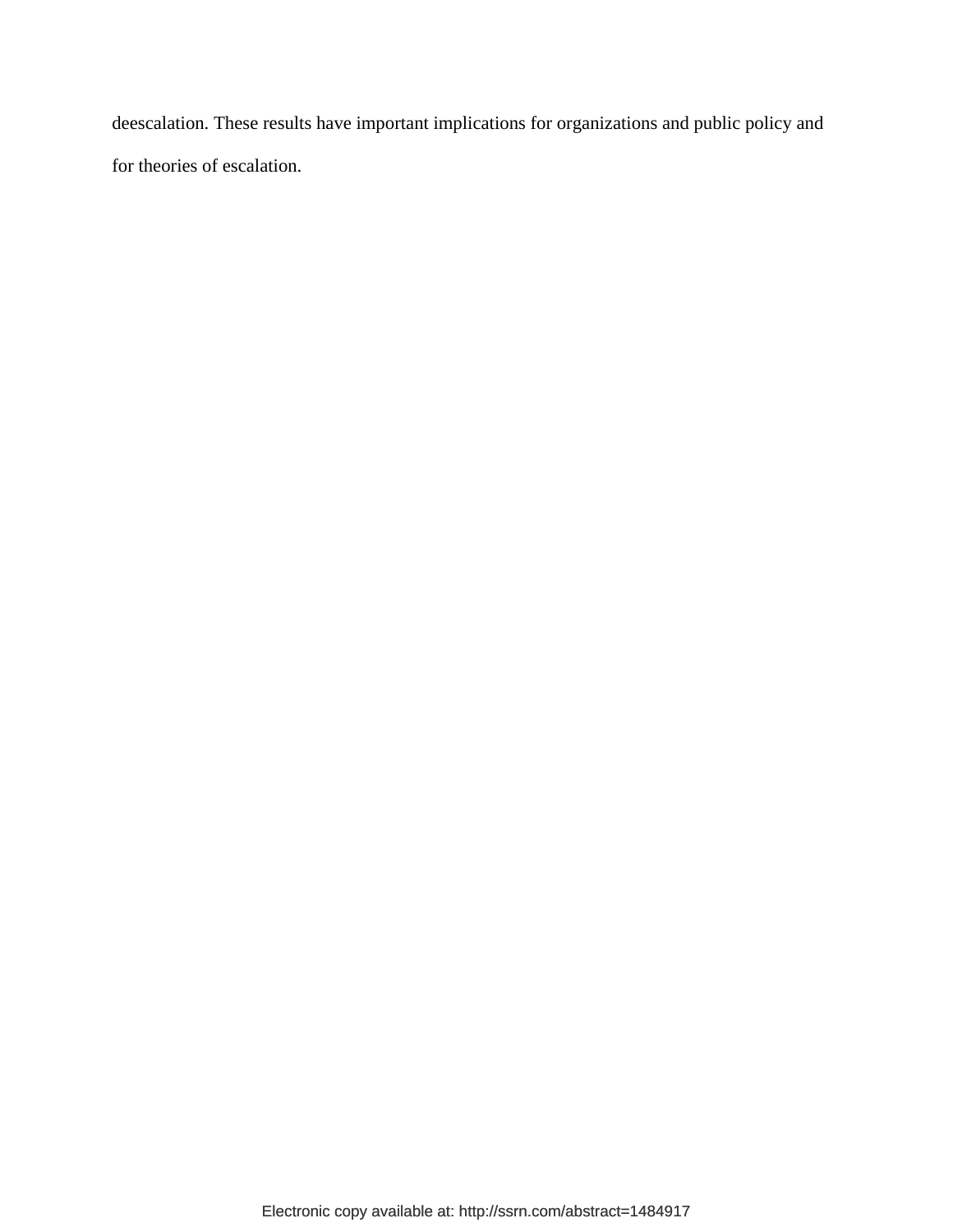deescalation. These results have important implications for organizations and public policy and for theories of escalation.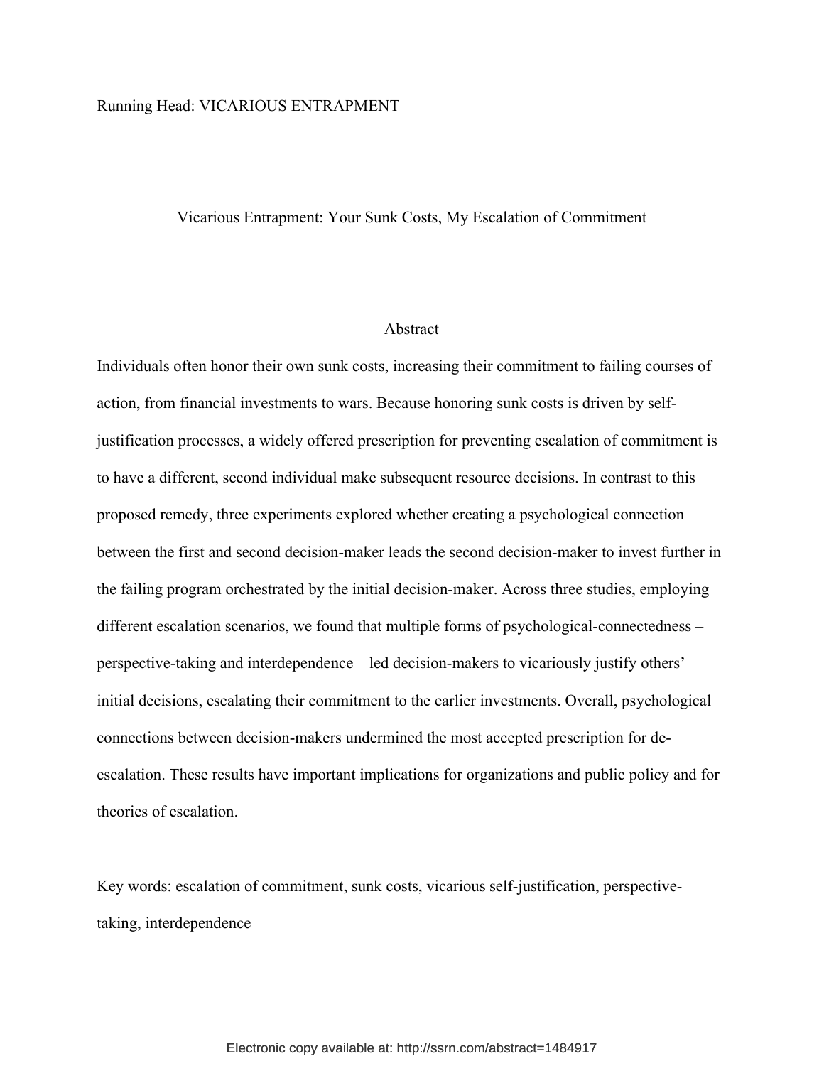Vicarious Entrapment: Your Sunk Costs, My Escalation of Commitment

## Abstract

Individuals often honor their own sunk costs, increasing their commitment to failing courses of action, from financial investments to wars. Because honoring sunk costs is driven by self-justification processes, a widely offered prescription for preventing escalation of commitment is to have a different, second individual make subsequent resource decisions. In contrast to this proposed remedy, three experiments explored whether creating a psychological connection between the first and second decision-maker leads the second decision-maker to invest further in the failing program orchestrated by the initial decision-maker. Across three studies, employing different escalation scenarios, we found that multiple forms of psychological-connectedness – perspective-taking and interdependence – led decision-makers to vicariously justify others' initial decisions, escalating their commitment to the earlier investments. Overall, psychological connections between decision-makers undermined the most accepted prescription for de-escalation. These results have important implications for organizations and public policy and for theories of escalation.

Key words: escalation of commitment, sunk costs, vicarious self-justification, perspective-taking, interdependence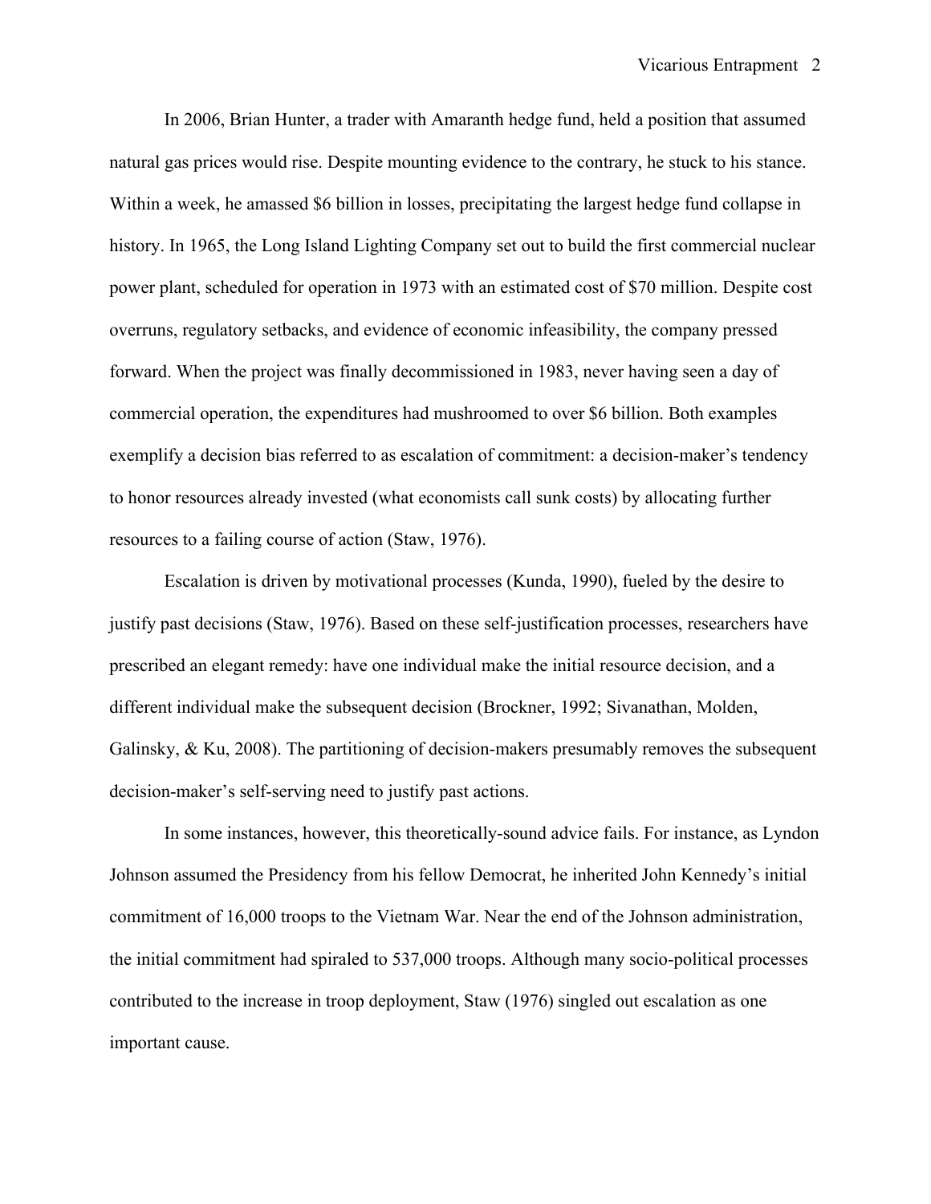In 2006, Brian Hunter, a trader with Amaranth hedge fund, held a position that assumed natural gas prices would rise. Despite mounting evidence to the contrary, he stuck to his stance. Within a week, he amassed $6 billion in losses, precipitating the largest hedge fund collapse in history. In 1965, the Long Island Lighting Company set out to build the first commercial nuclear power plant, scheduled for operation in 1973 with an estimated cost of $70 million. Despite cost overruns, regulatory setbacks, and evidence of economic infeasibility, the company pressed forward. When the project was finally decommissioned in 1983, never having seen a day of commercial operation, the expenditures had mushroomed to over $6 billion. Both examples exemplify a decision bias referred to as escalation of commitment: a decision-maker's tendency to honor resources already invested (what economists call sunk costs) by allocating further resources to a failing course of action (Staw, 1976).

Escalation is driven by motivational processes (Kunda, 1990), fueled by the desire to justify past decisions (Staw, 1976). Based on these self-justification processes, researchers have prescribed an elegant remedy: have one individual make the initial resource decision, and a different individual make the subsequent decision (Brockner, 1992; Sivanathan, Molden, Galinsky, & Ku, 2008). The partitioning of decision-makers presumably removes the subsequent decision-maker's self-serving need to justify past actions.

In some instances, however, this theoretically-sound advice fails. For instance, as Lyndon Johnson assumed the Presidency from his fellow Democrat, he inherited John Kennedy's initial commitment of 16,000 troops to the Vietnam War. Near the end of the Johnson administration, the initial commitment had spiraled to 537,000 troops. Although many socio-political processes contributed to the increase in troop deployment, Staw (1976) singled out escalation as one important cause.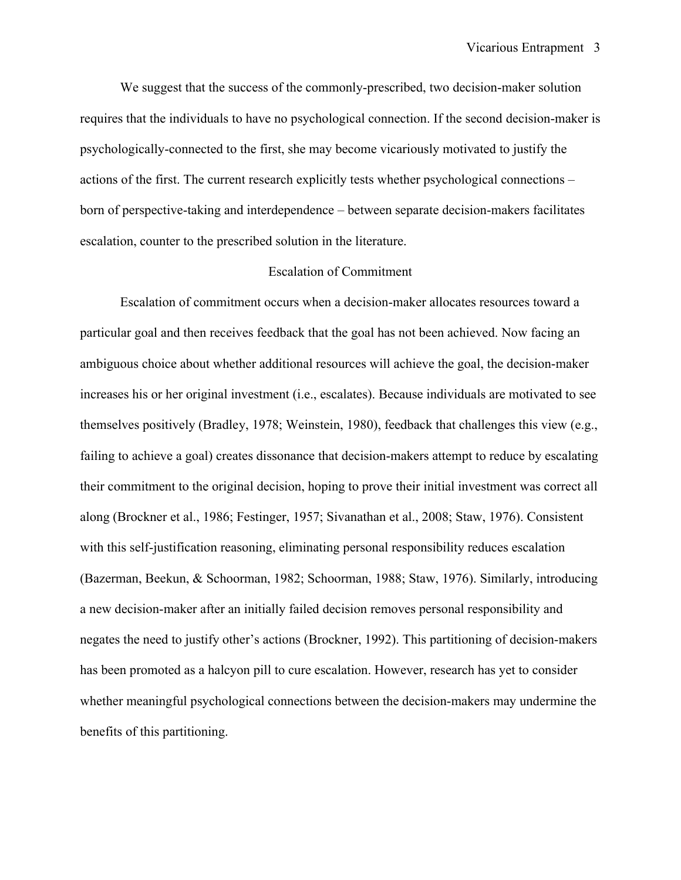We suggest that the success of the commonly-prescribed, two decision-maker solution requires that the individuals to have no psychological connection. If the second decision-maker is psychologically-connected to the first, she may become vicariously motivated to justify the actions of the first. The current research explicitly tests whether psychological connections – born of perspective-taking and interdependence – between separate decision-makers facilitates escalation, counter to the prescribed solution in the literature.

## Escalation of Commitment

Escalation of commitment occurs when a decision-maker allocates resources toward a particular goal and then receives feedback that the goal has not been achieved. Now facing an ambiguous choice about whether additional resources will achieve the goal, the decision-maker increases his or her original investment (i.e., escalates). Because individuals are motivated to see themselves positively (Bradley, 1978; Weinstein, 1980), feedback that challenges this view (e.g., failing to achieve a goal) creates dissonance that decision-makers attempt to reduce by escalating their commitment to the original decision, hoping to prove their initial investment was correct all along (Brockner et al., 1986; Festinger, 1957; Sivanathan et al., 2008; Staw, 1976). Consistent with this self-justification reasoning, eliminating personal responsibility reduces escalation (Bazerman, Beekun, & Schoorman, 1982; Schoorman, 1988; Staw, 1976). Similarly, introducing a new decision-maker after an initially failed decision removes personal responsibility and negates the need to justify other's actions (Brockner, 1992). This partitioning of decision-makers has been promoted as a halcyon pill to cure escalation. However, research has yet to consider whether meaningful psychological connections between the decision-makers may undermine the benefits of this partitioning.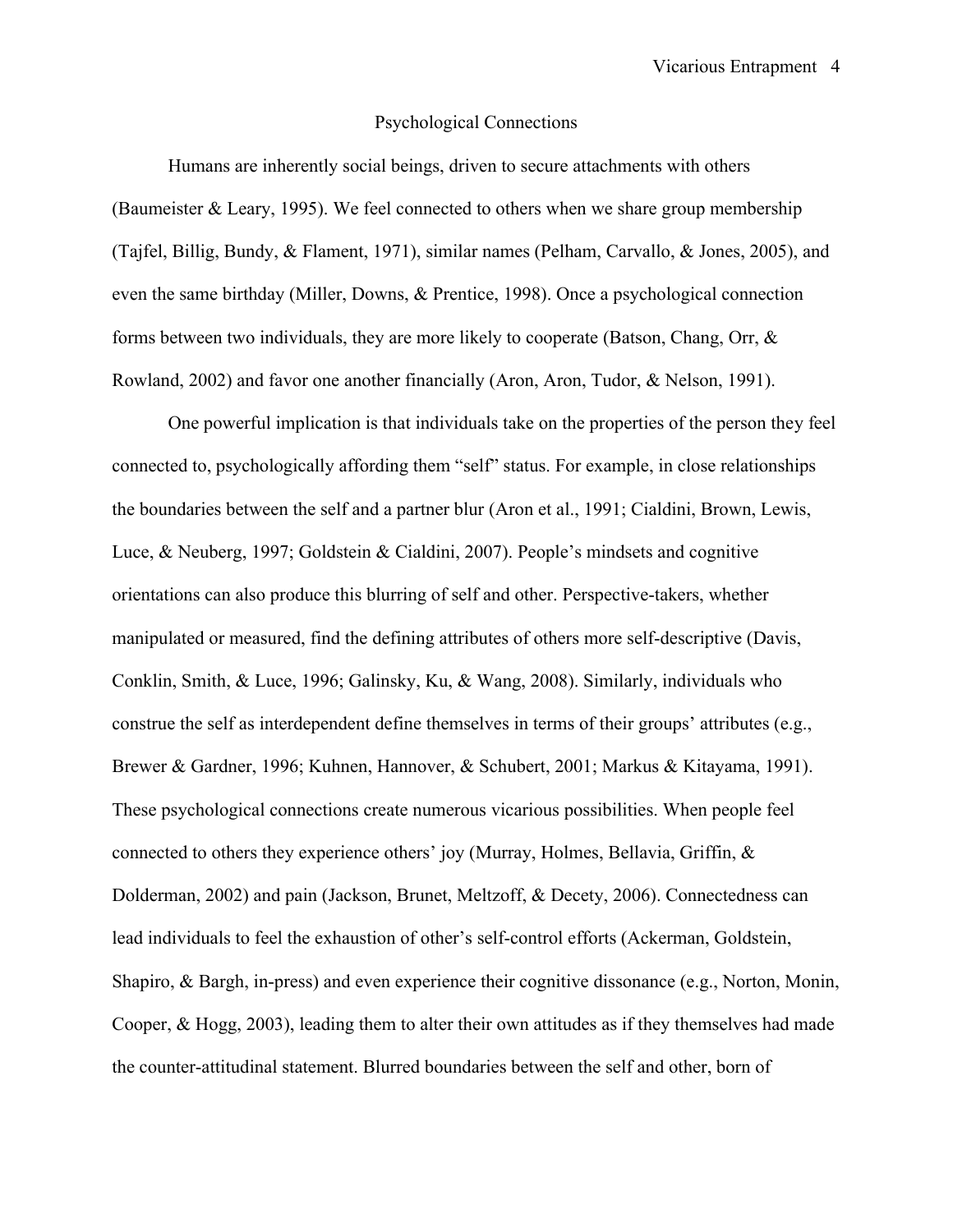## Psychological Connections

Humans are inherently social beings, driven to secure attachments with others (Baumeister & Leary, 1995). We feel connected to others when we share group membership (Tajfel, Billig, Bundy, & Flament, 1971), similar names (Pelham, Carvallo, & Jones, 2005), and even the same birthday (Miller, Downs, & Prentice, 1998). Once a psychological connection forms between two individuals, they are more likely to cooperate (Batson, Chang, Orr, & Rowland, 2002) and favor one another financially (Aron, Aron, Tudor, & Nelson, 1991).

One powerful implication is that individuals take on the properties of the person they feel connected to, psychologically affording them "self" status. For example, in close relationships the boundaries between the self and a partner blur (Aron et al., 1991; Cialdini, Brown, Lewis, Luce, & Neuberg, 1997; Goldstein & Cialdini, 2007). People's mindsets and cognitive orientations can also produce this blurring of self and other. Perspective-takers, whether manipulated or measured, find the defining attributes of others more self-descriptive (Davis, Conklin, Smith, & Luce, 1996; Galinsky, Ku, & Wang, 2008). Similarly, individuals who construe the self as interdependent define themselves in terms of their groups' attributes (e.g., Brewer & Gardner, 1996; Kuhnen, Hannover, & Schubert, 2001; Markus & Kitayama, 1991). These psychological connections create numerous vicarious possibilities. When people feel connected to others they experience others' joy (Murray, Holmes, Bellavia, Griffin, & Dolderman, 2002) and pain (Jackson, Brunet, Meltzoff, & Decety, 2006). Connectedness can lead individuals to feel the exhaustion of other's self-control efforts (Ackerman, Goldstein, Shapiro, & Bargh, in-press) and even experience their cognitive dissonance (e.g., Norton, Monin, Cooper, & Hogg, 2003), leading them to alter their own attitudes as if they themselves had made the counter-attitudinal statement. Blurred boundaries between the self and other, born of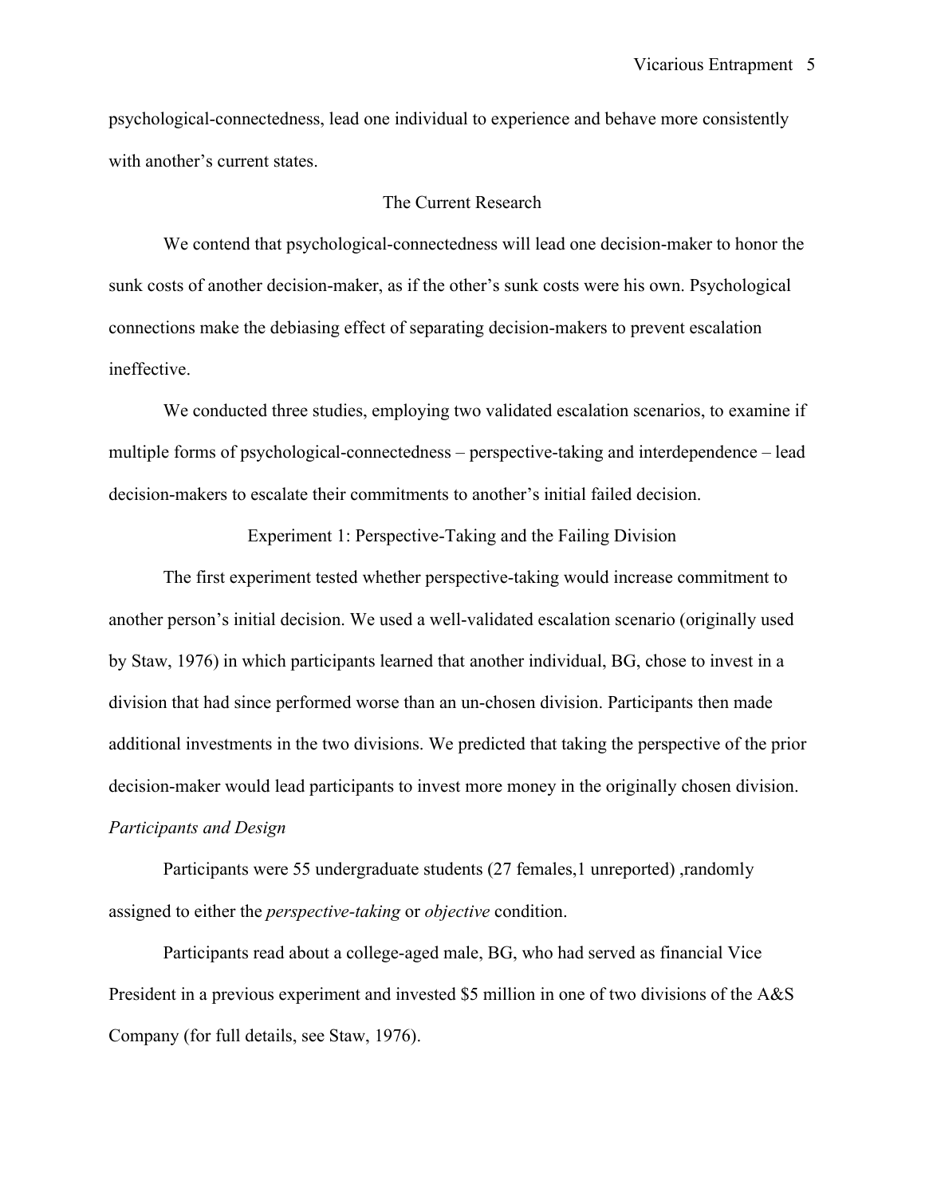psychological-connectedness, lead one individual to experience and behave more consistently with another's current states.

## The Current Research

We contend that psychological-connectedness will lead one decision-maker to honor the sunk costs of another decision-maker, as if the other's sunk costs were his own. Psychological connections make the debiasing effect of separating decision-makers to prevent escalation ineffective.

We conducted three studies, employing two validated escalation scenarios, to examine if multiple forms of psychological-connectedness – perspective-taking and interdependence – lead decision-makers to escalate their commitments to another's initial failed decision.

## Experiment 1: Perspective-Taking and the Failing Division

The first experiment tested whether perspective-taking would increase commitment to another person's initial decision. We used a well-validated escalation scenario (originally used by Staw, 1976) in which participants learned that another individual, BG, chose to invest in a division that had since performed worse than an un-chosen division. Participants then made additional investments in the two divisions. We predicted that taking the perspective of the prior decision-maker would lead participants to invest more money in the originally chosen division.

### *Participants and Design*

Participants were 55 undergraduate students (27 females,1 unreported) ,randomly assigned to either the *perspective-taking* or *objective* condition.

Participants read about a college-aged male, BG, who had served as financial Vice President in a previous experiment and invested $5 million in one of two divisions of the A&S Company (for full details, see Staw, 1976).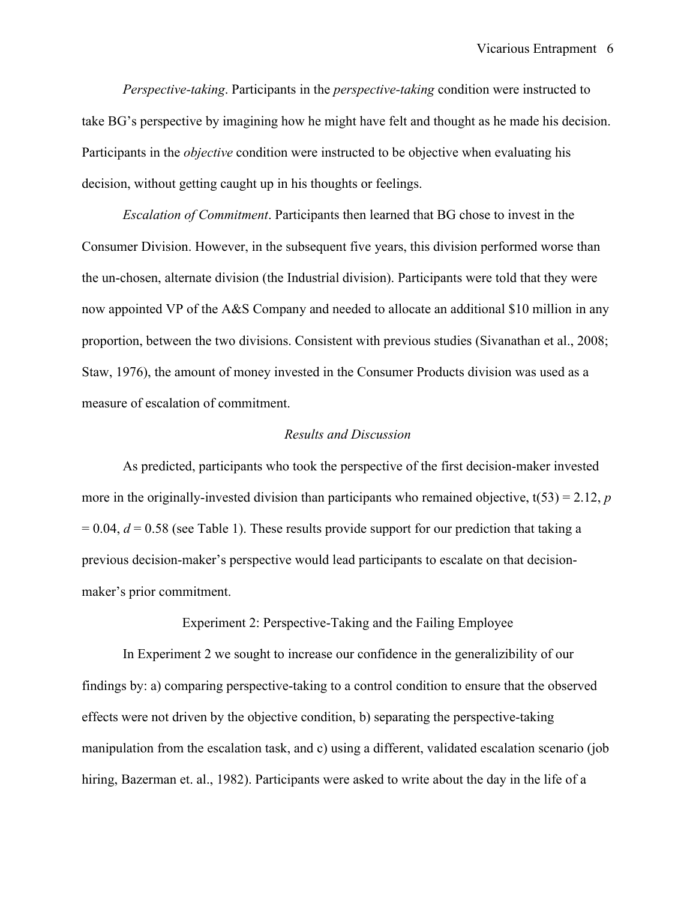*Perspective-taking*. Participants in the *perspective-taking* condition were instructed to take BG's perspective by imagining how he might have felt and thought as he made his decision. Participants in the *objective* condition were instructed to be objective when evaluating his decision, without getting caught up in his thoughts or feelings.

*Escalation of Commitment*. Participants then learned that BG chose to invest in the Consumer Division. However, in the subsequent five years, this division performed worse than the un-chosen, alternate division (the Industrial division). Participants were told that they were now appointed VP of the A&S Company and needed to allocate an additional $10 million in any proportion, between the two divisions. Consistent with previous studies (Sivanathan et al., 2008; Staw, 1976), the amount of money invested in the Consumer Products division was used as a measure of escalation of commitment.

### *Results and Discussion*

As predicted, participants who took the perspective of the first decision-maker invested more in the originally-invested division than participants who remained objective, $t(53) = 2.12$, $p = 0.04$, $d = 0.58$ (see Table 1). These results provide support for our prediction that taking a previous decision-maker's perspective would lead participants to escalate on that decision-maker's prior commitment.

## Experiment 2: Perspective-Taking and the Failing Employee

In Experiment 2 we sought to increase our confidence in the generalizibility of our findings by: a) comparing perspective-taking to a control condition to ensure that the observed effects were not driven by the objective condition, b) separating the perspective-taking manipulation from the escalation task, and c) using a different, validated escalation scenario (job hiring, Bazerman et. al., 1982). Participants were asked to write about the day in the life of a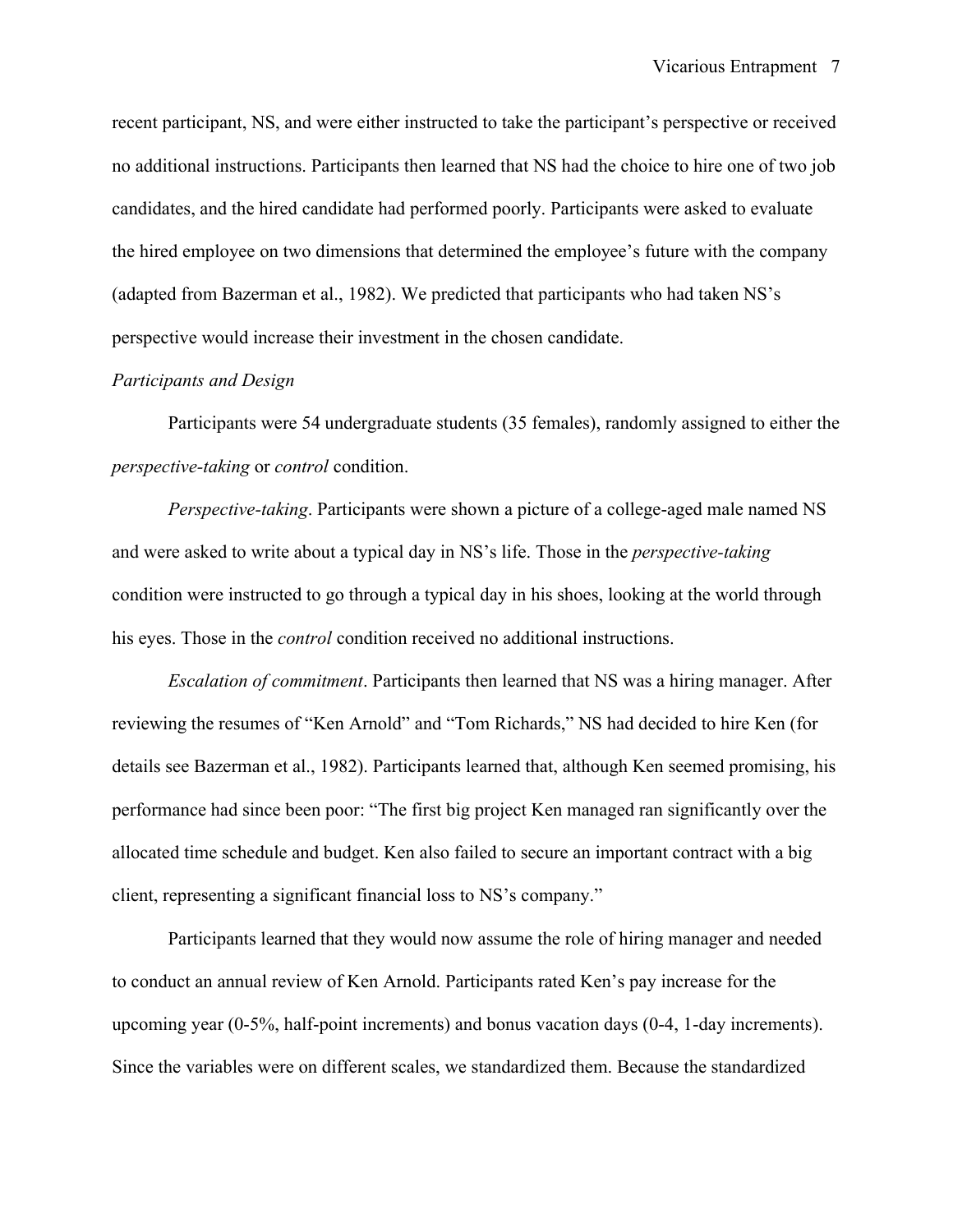recent participant, NS, and were either instructed to take the participant's perspective or received no additional instructions. Participants then learned that NS had the choice to hire one of two job candidates, and the hired candidate had performed poorly. Participants were asked to evaluate the hired employee on two dimensions that determined the employee's future with the company (adapted from Bazerman et al., 1982). We predicted that participants who had taken NS's perspective would increase their investment in the chosen candidate.

*Participants and Design*

Participants were 54 undergraduate students (35 females), randomly assigned to either the *perspective-taking* or *control* condition.

*Perspective-taking*. Participants were shown a picture of a college-aged male named NS and were asked to write about a typical day in NS's life. Those in the *perspective-taking* condition were instructed to go through a typical day in his shoes, looking at the world through his eyes. Those in the *control* condition received no additional instructions.

*Escalation of commitment*. Participants then learned that NS was a hiring manager. After reviewing the resumes of "Ken Arnold" and "Tom Richards," NS had decided to hire Ken (for details see Bazerman et al., 1982). Participants learned that, although Ken seemed promising, his performance had since been poor: "The first big project Ken managed ran significantly over the allocated time schedule and budget. Ken also failed to secure an important contract with a big client, representing a significant financial loss to NS's company."

Participants learned that they would now assume the role of hiring manager and needed to conduct an annual review of Ken Arnold. Participants rated Ken's pay increase for the upcoming year (0-5%, half-point increments) and bonus vacation days (0-4, 1-day increments). Since the variables were on different scales, we standardized them. Because the standardized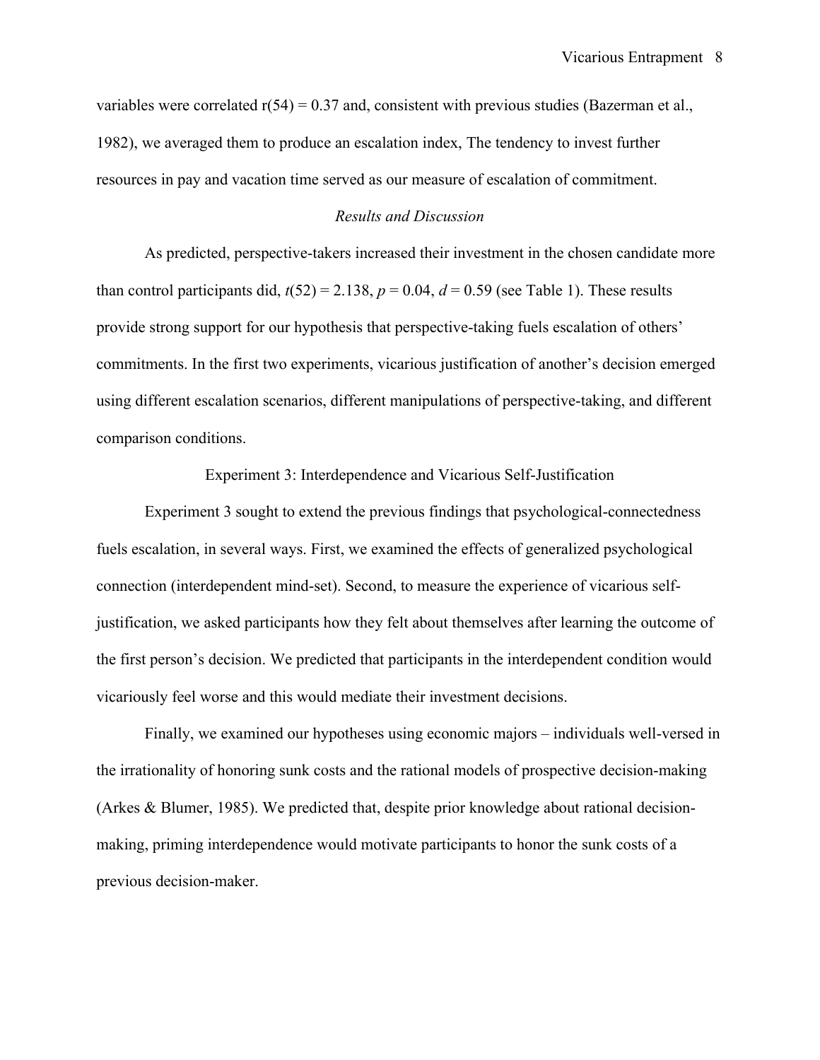variables were correlated $r(54) = 0.37$ and, consistent with previous studies (Bazerman et al., 1982), we averaged them to produce an escalation index, The tendency to invest further resources in pay and vacation time served as our measure of escalation of commitment.

### *Results and Discussion*

As predicted, perspective-takers increased their investment in the chosen candidate more than control participants did, $t(52) = 2.138$, $p = 0.04$, $d = 0.59$ (see Table 1). These results provide strong support for our hypothesis that perspective-taking fuels escalation of others' commitments. In the first two experiments, vicarious justification of another's decision emerged using different escalation scenarios, different manipulations of perspective-taking, and different comparison conditions.

## Experiment 3: Interdependence and Vicarious Self-Justification

Experiment 3 sought to extend the previous findings that psychological-connectedness fuels escalation, in several ways. First, we examined the effects of generalized psychological connection (interdependent mind-set). Second, to measure the experience of vicarious self-justification, we asked participants how they felt about themselves after learning the outcome of the first person's decision. We predicted that participants in the interdependent condition would vicariously feel worse and this would mediate their investment decisions.

Finally, we examined our hypotheses using economic majors – individuals well-versed in the irrationality of honoring sunk costs and the rational models of prospective decision-making (Arkes & Blumer, 1985). We predicted that, despite prior knowledge about rational decision-making, priming interdependence would motivate participants to honor the sunk costs of a previous decision-maker.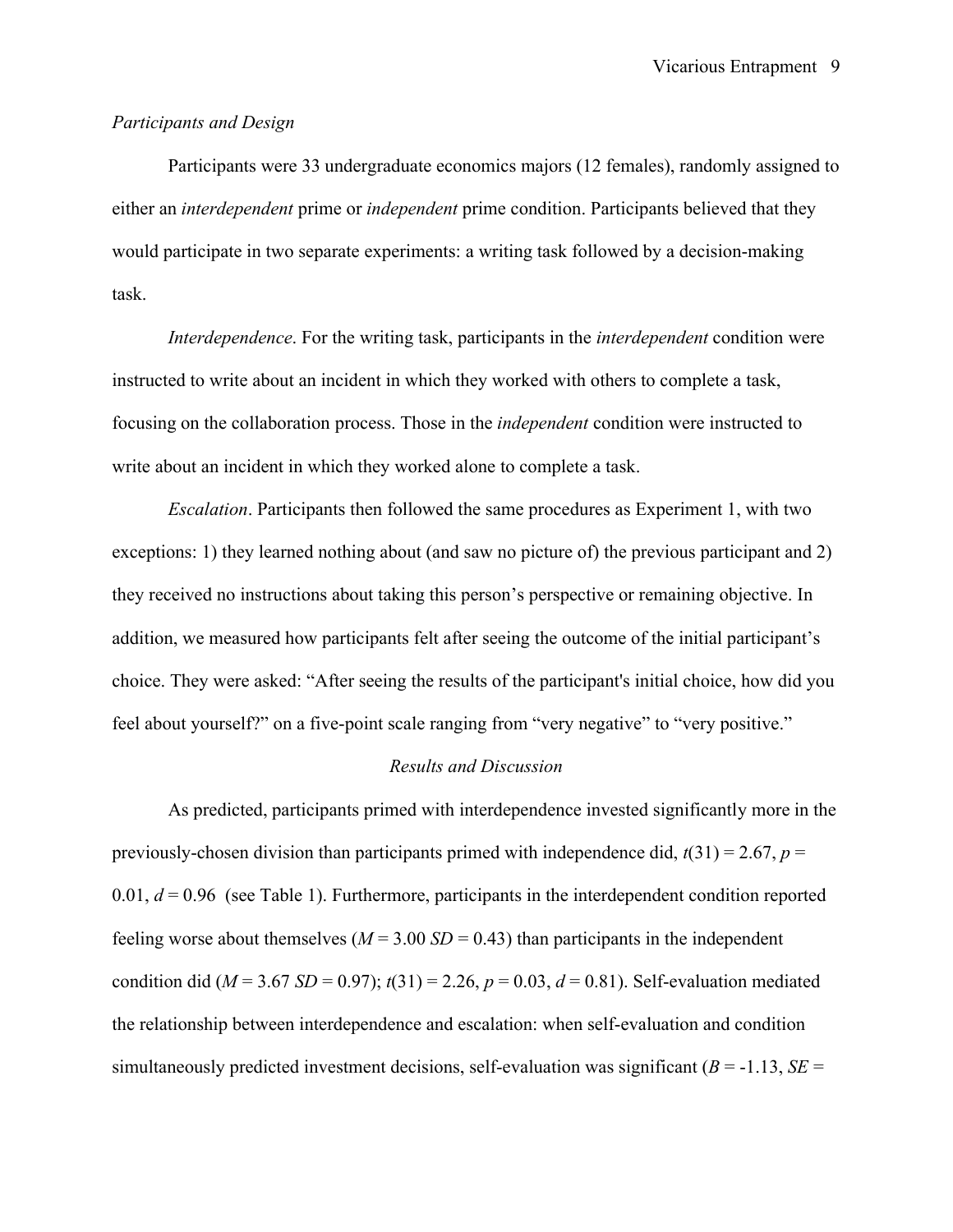*Participants and Design*

Participants were 33 undergraduate economics majors (12 females), randomly assigned to either an *interdependent* prime or *independent* prime condition. Participants believed that they would participate in two separate experiments: a writing task followed by a decision-making task.

*Interdependence*. For the writing task, participants in the *interdependent* condition were instructed to write about an incident in which they worked with others to complete a task, focusing on the collaboration process. Those in the *independent* condition were instructed to write about an incident in which they worked alone to complete a task.

*Escalation*. Participants then followed the same procedures as Experiment 1, with two exceptions: 1) they learned nothing about (and saw no picture of) the previous participant and 2) they received no instructions about taking this person's perspective or remaining objective. In addition, we measured how participants felt after seeing the outcome of the initial participant's choice. They were asked: "After seeing the results of the participant's initial choice, how did you feel about yourself?" on a five-point scale ranging from "very negative" to "very positive."

### *Results and Discussion*

As predicted, participants primed with interdependence invested significantly more in the previously-chosen division than participants primed with independence did, $t(31) = 2.67$, $p = 0.01$, $d = 0.96$ (see Table 1). Furthermore, participants in the interdependent condition reported feeling worse about themselves ($M = 3.00$ $SD = 0.43$) than participants in the independent condition did ($M = 3.67$ $SD = 0.97$); $t(31) = 2.26$, $p = 0.03$, $d = 0.81$). Self-evaluation mediated the relationship between interdependence and escalation: when self-evaluation and condition simultaneously predicted investment decisions, self-evaluation was significant ($B = -1.13$, $SE =$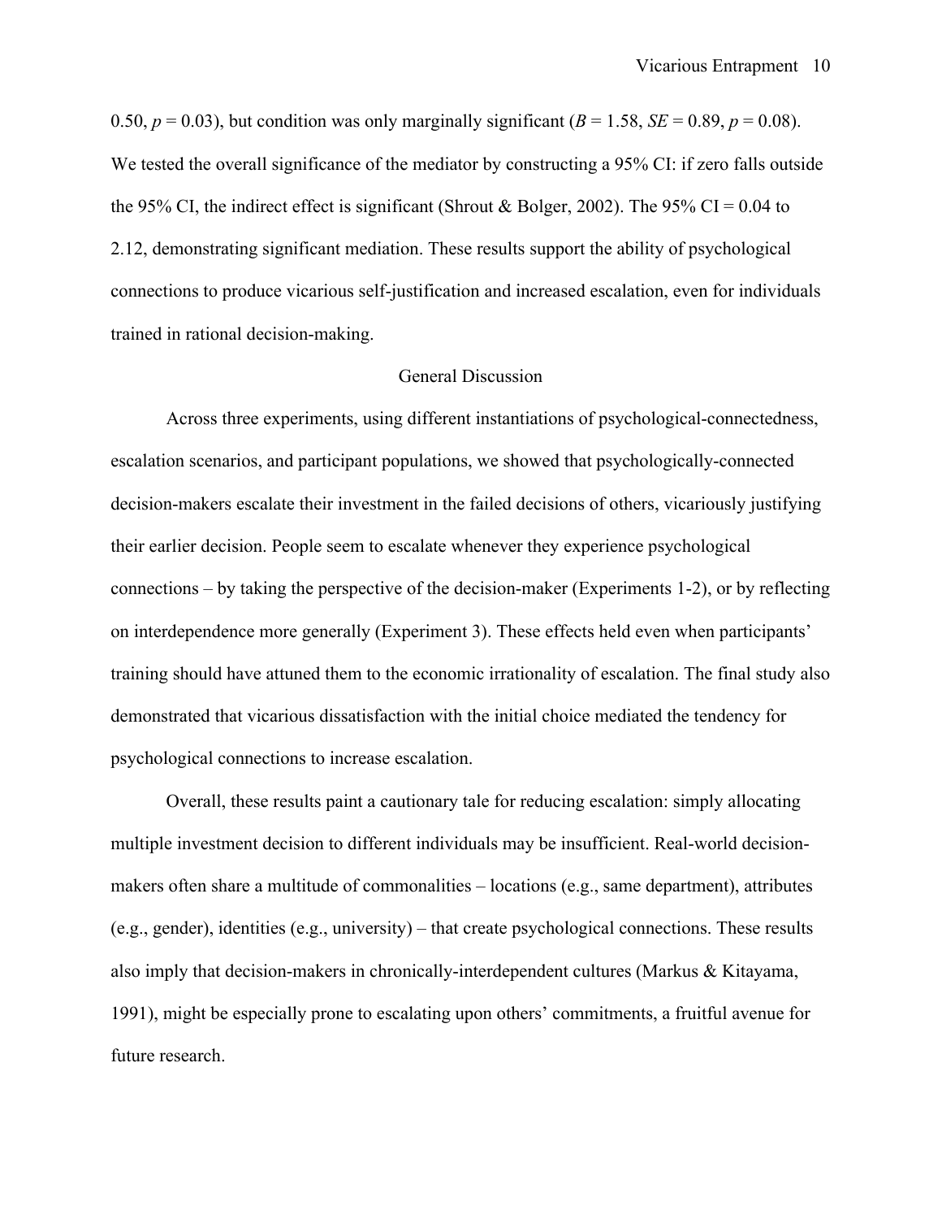0.50, $p = 0.03$), but condition was only marginally significant ($B = 1.58$, $SE = 0.89$, $p = 0.08$). We tested the overall significance of the mediator by constructing a 95% CI: if zero falls outside the 95% CI, the indirect effect is significant (Shrout & Bolger, 2002). The 95% CI = 0.04 to 2.12, demonstrating significant mediation. These results support the ability of psychological connections to produce vicarious self-justification and increased escalation, even for individuals trained in rational decision-making.

## General Discussion

Across three experiments, using different instantiations of psychological-connectedness, escalation scenarios, and participant populations, we showed that psychologically-connected decision-makers escalate their investment in the failed decisions of others, vicariously justifying their earlier decision. People seem to escalate whenever they experience psychological connections – by taking the perspective of the decision-maker (Experiments 1-2), or by reflecting on interdependence more generally (Experiment 3). These effects held even when participants' training should have attuned them to the economic irrationality of escalation. The final study also demonstrated that vicarious dissatisfaction with the initial choice mediated the tendency for psychological connections to increase escalation.

Overall, these results paint a cautionary tale for reducing escalation: simply allocating multiple investment decision to different individuals may be insufficient. Real-world decision-makers often share a multitude of commonalities – locations (e.g., same department), attributes (e.g., gender), identities (e.g., university) – that create psychological connections. These results also imply that decision-makers in chronically-interdependent cultures (Markus & Kitayama, 1991), might be especially prone to escalating upon others' commitments, a fruitful avenue for future research.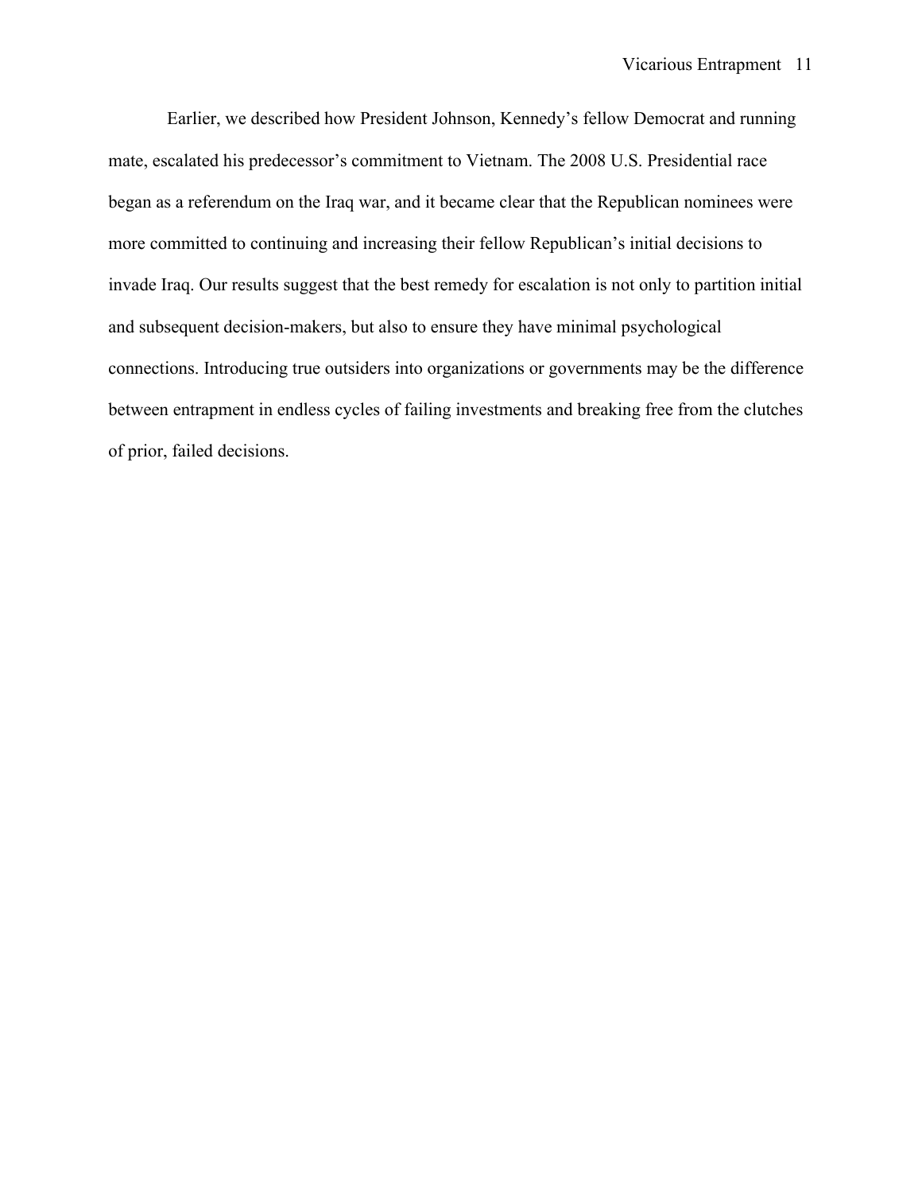Earlier, we described how President Johnson, Kennedy's fellow Democrat and running mate, escalated his predecessor's commitment to Vietnam. The 2008 U.S. Presidential race began as a referendum on the Iraq war, and it became clear that the Republican nominees were more committed to continuing and increasing their fellow Republican's initial decisions to invade Iraq. Our results suggest that the best remedy for escalation is not only to partition initial and subsequent decision-makers, but also to ensure they have minimal psychological connections. Introducing true outsiders into organizations or governments may be the difference between entrapment in endless cycles of failing investments and breaking free from the clutches of prior, failed decisions.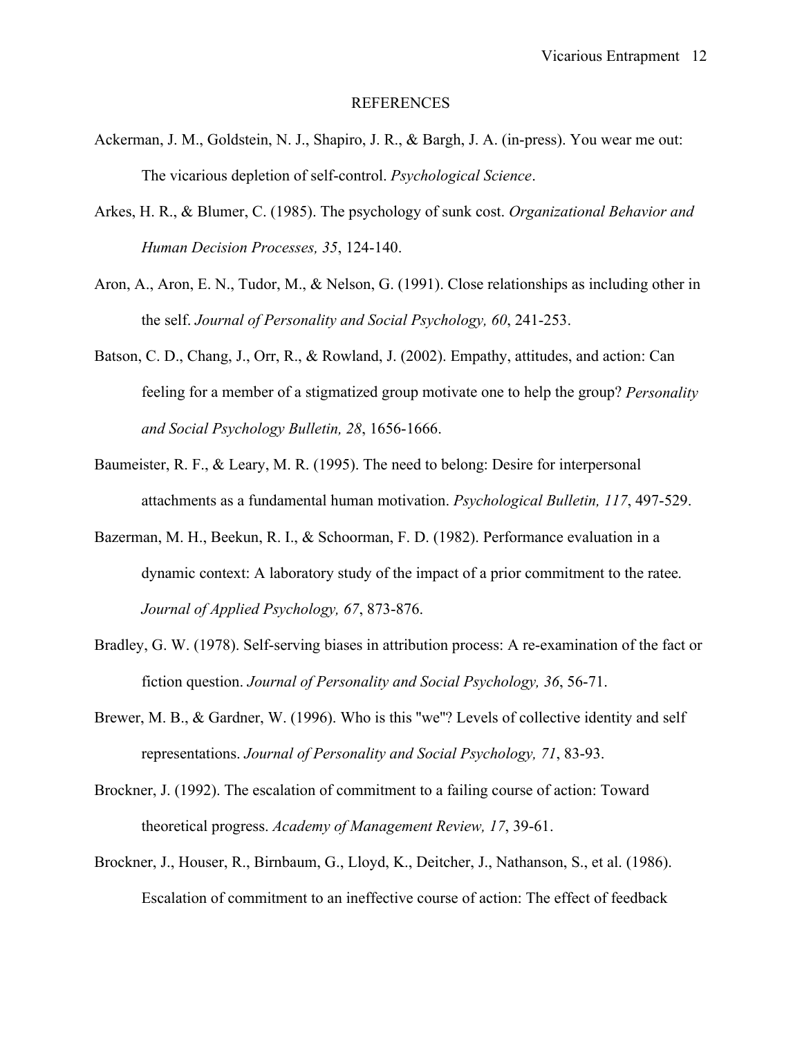REFERENCES

Ackerman, J. M., Goldstein, N. J., Shapiro, J. R., & Bargh, J. A. (in-press). You wear me out: The vicarious depletion of self-control. *Psychological Science*.

Arkes, H. R., & Blumer, C. (1985). The psychology of sunk cost. *Organizational Behavior and Human Decision Processes, 35*, 124-140.

Aron, A., Aron, E. N., Tudor, M., & Nelson, G. (1991). Close relationships as including other in the self. *Journal of Personality and Social Psychology, 60*, 241-253.

Batson, C. D., Chang, J., Orr, R., & Rowland, J. (2002). Empathy, attitudes, and action: Can feeling for a member of a stigmatized group motivate one to help the group? *Personality and Social Psychology Bulletin, 28*, 1656-1666.

Baumeister, R. F., & Leary, M. R. (1995). The need to belong: Desire for interpersonal attachments as a fundamental human motivation. *Psychological Bulletin, 117*, 497-529.

Bazerman, M. H., Beekun, R. I., & Schoorman, F. D. (1982). Performance evaluation in a dynamic context: A laboratory study of the impact of a prior commitment to the ratee. *Journal of Applied Psychology, 67*, 873-876.

Bradley, G. W. (1978). Self-serving biases in attribution process: A re-examination of the fact or fiction question. *Journal of Personality and Social Psychology, 36*, 56-71.

Brewer, M. B., & Gardner, W. (1996). Who is this "we"? Levels of collective identity and self representations. *Journal of Personality and Social Psychology, 71*, 83-93.

Brockner, J. (1992). The escalation of commitment to a failing course of action: Toward theoretical progress. *Academy of Management Review, 17*, 39-61.

Brockner, J., Houser, R., Birnbaum, G., Lloyd, K., Deitcher, J., Nathanson, S., et al. (1986). Escalation of commitment to an ineffective course of action: The effect of feedback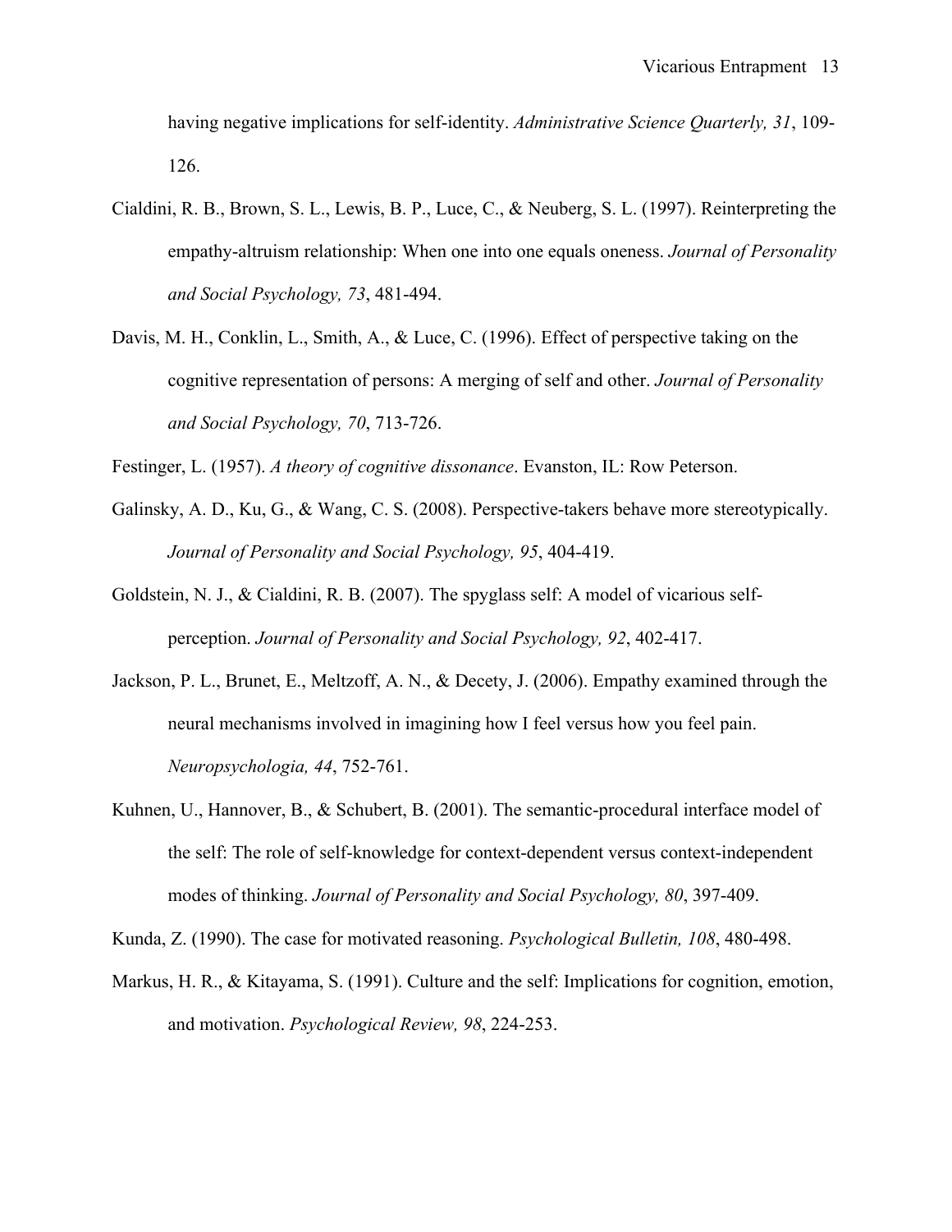having negative implications for self-identity. *Administrative Science Quarterly, 31*, 109-126.

Cialdini, R. B., Brown, S. L., Lewis, B. P., Luce, C., & Neuberg, S. L. (1997). Reinterpreting the empathy-altruism relationship: When one into one equals oneness. *Journal of Personality and Social Psychology, 73*, 481-494.

Davis, M. H., Conklin, L., Smith, A., & Luce, C. (1996). Effect of perspective taking on the cognitive representation of persons: A merging of self and other. *Journal of Personality and Social Psychology, 70*, 713-726.

Festinger, L. (1957). *A theory of cognitive dissonance*. Evanston, IL: Row Peterson.

Galinsky, A. D., Ku, G., & Wang, C. S. (2008). Perspective-takers behave more stereotypically. *Journal of Personality and Social Psychology, 95*, 404-419.

Goldstein, N. J., & Cialdini, R. B. (2007). The spyglass self: A model of vicarious self-perception. *Journal of Personality and Social Psychology, 92*, 402-417.

Jackson, P. L., Brunet, E., Meltzoff, A. N., & Decety, J. (2006). Empathy examined through the neural mechanisms involved in imagining how I feel versus how you feel pain. *Neuropsychologia, 44*, 752-761.

Kuhnen, U., Hannover, B., & Schubert, B. (2001). The semantic-procedural interface model of the self: The role of self-knowledge for context-dependent versus context-independent modes of thinking. *Journal of Personality and Social Psychology, 80*, 397-409.

Kunda, Z. (1990). The case for motivated reasoning. *Psychological Bulletin, 108*, 480-498.

Markus, H. R., & Kitayama, S. (1991). Culture and the self: Implications for cognition, emotion, and motivation. *Psychological Review, 98*, 224-253.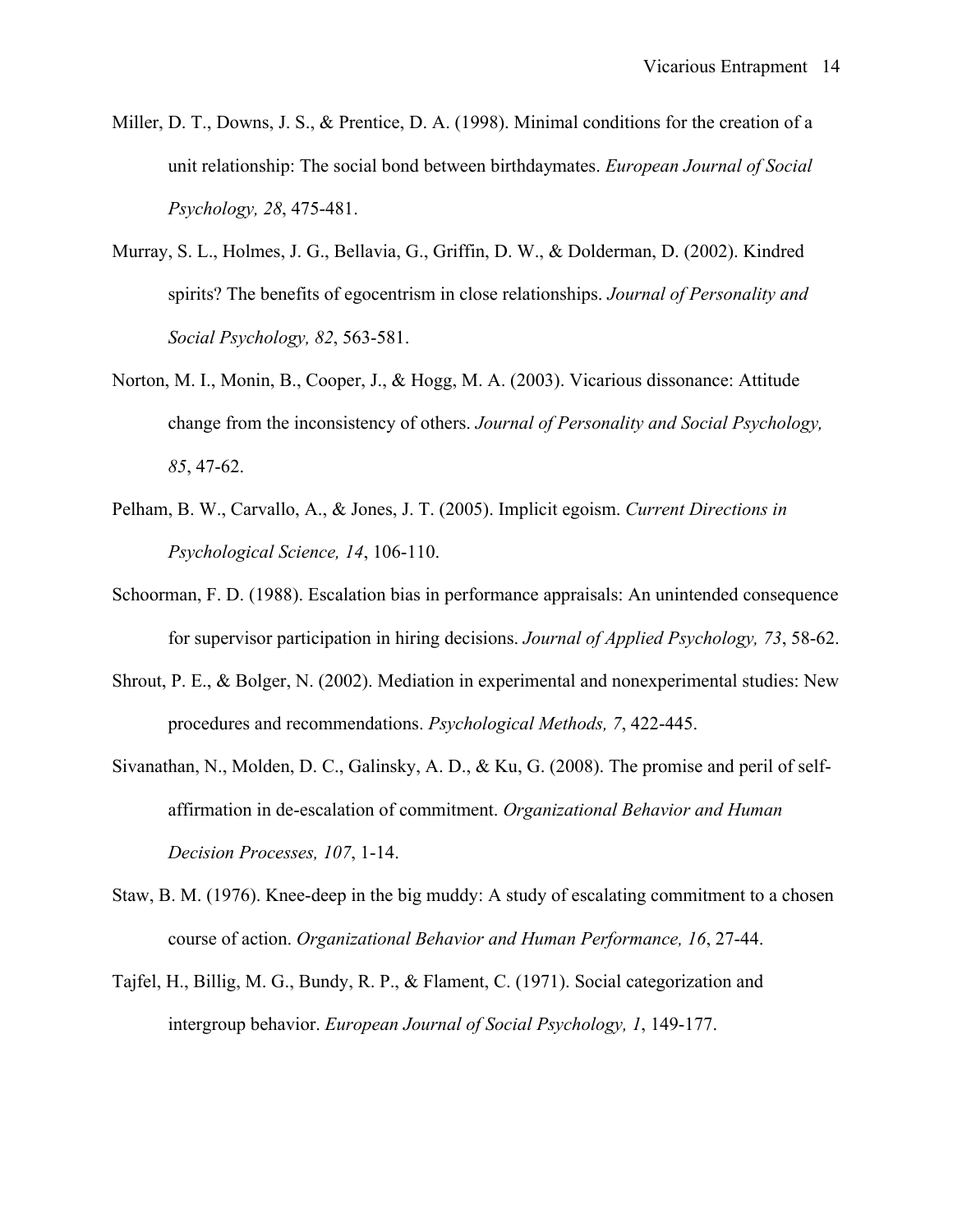Miller, D. T., Downs, J. S., & Prentice, D. A. (1998). Minimal conditions for the creation of a unit relationship: The social bond between birthdaymates. *European Journal of Social Psychology, 28*, 475-481.

Murray, S. L., Holmes, J. G., Bellavia, G., Griffin, D. W., & Dolderman, D. (2002). Kindred spirits? The benefits of egocentrism in close relationships. *Journal of Personality and Social Psychology, 82*, 563-581.

Norton, M. I., Monin, B., Cooper, J., & Hogg, M. A. (2003). Vicarious dissonance: Attitude change from the inconsistency of others. *Journal of Personality and Social Psychology, 85*, 47-62.

Pelham, B. W., Carvallo, A., & Jones, J. T. (2005). Implicit egoism. *Current Directions in Psychological Science, 14*, 106-110.

Schoorman, F. D. (1988). Escalation bias in performance appraisals: An unintended consequence for supervisor participation in hiring decisions. *Journal of Applied Psychology, 73*, 58-62.

Shrout, P. E., & Bolger, N. (2002). Mediation in experimental and nonexperimental studies: New procedures and recommendations. *Psychological Methods, 7*, 422-445.

Sivanathan, N., Molden, D. C., Galinsky, A. D., & Ku, G. (2008). The promise and peril of self-affirmation in de-escalation of commitment. *Organizational Behavior and Human Decision Processes, 107*, 1-14.

Staw, B. M. (1976). Knee-deep in the big muddy: A study of escalating commitment to a chosen course of action. *Organizational Behavior and Human Performance, 16*, 27-44.

Tajfel, H., Billig, M. G., Bundy, R. P., & Flament, C. (1971). Social categorization and intergroup behavior. *European Journal of Social Psychology, 1*, 149-177.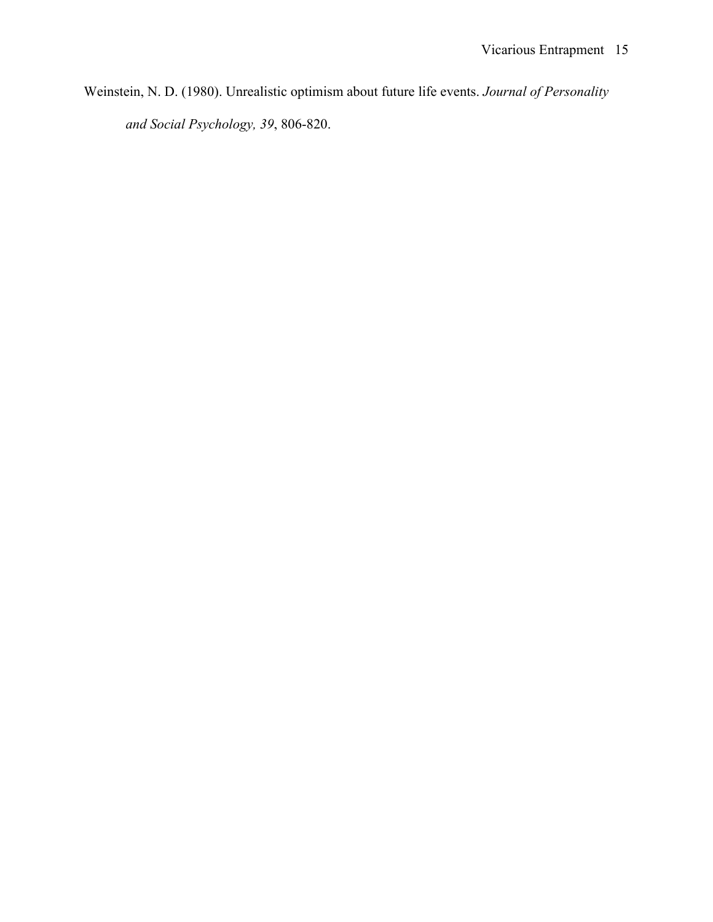Weinstein, N. D. (1980). Unrealistic optimism about future life events. *Journal of Personality and Social Psychology, 39*, 806-820.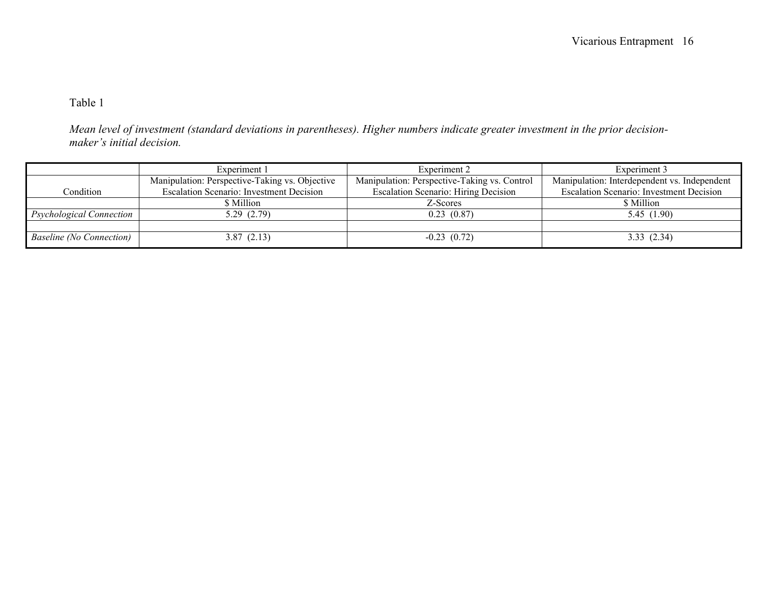Table 1

*Mean level of investment (standard deviations in parentheses). Higher numbers indicate greater investment in the prior decision-maker's initial decision.*

| | Experiment 1 | Experiment 2 | Experiment 3 |
|---|---|---|---|
| Condition | Manipulation: Perspective-Taking vs. Objective<br>Escalation Scenario: Investment Decision | Manipulation: Perspective-Taking vs. Control<br>Escalation Scenario: Hiring Decision | Manipulation: Interdependent vs. Independent<br>Escalation Scenario: Investment Decision |
| | $ Million | Z-Scores | $ Million |
| *Psychological Connection* | 5.29 (2.79) | 0.23 (0.87) | 5.45 (1.90) |
| | | | |
| *Baseline (No Connection)* | 3.87 (2.13) | -0.23 (0.72) | 3.33 (2.34) |